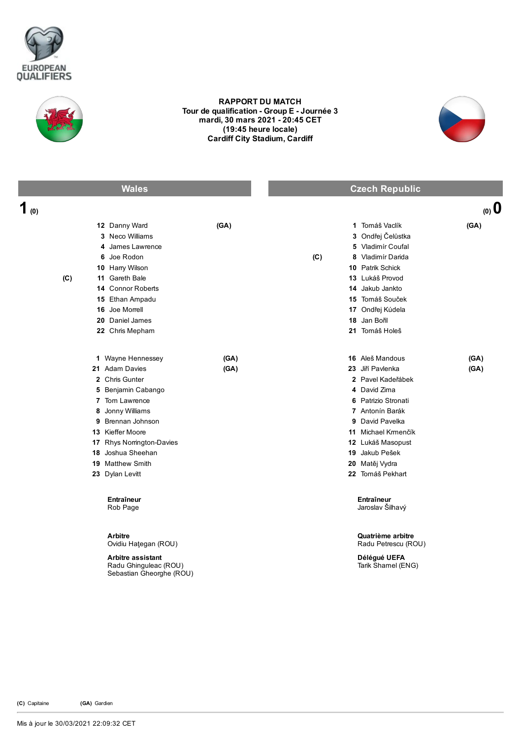EUROPEAN QUALIFIERS

# RAPPORT DU MATCH

**Tour de qualification - Group E - Journée 3**
**mardi, 30 mars 2021 - 20:45 CET**
**(19:45 heure locale)**
**Cardiff City Stadium, Cardiff**

| Wales | Czech Republic |
|---|---|
| **1** (0) | (0) **0** |

## Wales

| | No. | Joueur | |
|---|---|---|---|
| | 12 | Danny Ward | (GA) |
| | 3 | Neco Williams | |
| | 4 | James Lawrence | |
| | 6 | Joe Rodon | |
| | 10 | Harry Wilson | |
| (C) | 11 | Gareth Bale | |
| | 14 | Connor Roberts | |
| | 15 | Ethan Ampadu | |
| | 16 | Joe Morrell | |
| | 20 | Daniel James | |
| | 22 | Chris Mepham | |

| No. | Remplaçant | |
|---|---|---|
| 1 | Wayne Hennessey | (GA) |
| 21 | Adam Davies | (GA) |
| 2 | Chris Gunter | |
| 5 | Benjamin Cabango | |
| 7 | Tom Lawrence | |
| 8 | Jonny Williams | |
| 9 | Brennan Johnson | |
| 13 | Kieffer Moore | |
| 17 | Rhys Norrington-Davies | |
| 18 | Joshua Sheehan | |
| 19 | Matthew Smith | |
| 23 | Dylan Levitt | |

**Entraîneur**
Rob Page

## Czech Republic

| | No. | Joueur | |
|---|---|---|---|
| | 1 | Tomáš Vaclík | (GA) |
| | 3 | Ondřej Čelůstka | |
| | 5 | Vladimír Coufal | |
| (C) | 8 | Vladimír Darida | |
| | 10 | Patrik Schick | |
| | 13 | Lukáš Provod | |
| | 14 | Jakub Jankto | |
| | 15 | Tomáš Souček | |
| | 17 | Ondřej Kúdela | |
| | 18 | Jan Bořil | |
| | 21 | Tomáš Holeš | |

| No. | Remplaçant | |
|---|---|---|
| 16 | Aleš Mandous | (GA) |
| 23 | Jiří Pavlenka | (GA) |
| 2 | Pavel Kadeřábek | |
| 4 | David Zima | |
| 6 | Patrizio Stronati | |
| 7 | Antonín Barák | |
| 9 | David Pavelka | |
| 11 | Michael Krmenčík | |
| 12 | Lukáš Masopust | |
| 19 | Jakub Pešek | |
| 20 | Matěj Vydra | |
| 22 | Tomáš Pekhart | |

**Entraîneur**
Jaroslav Šilhavý

**Arbitre**
Ovidiu Haţegan (ROU)

**Arbitre assistant**
Radu Ghinguleac (ROU)
Sebastian Gheorghe (ROU)

**Quatrième arbitre**
Radu Petrescu (ROU)

**Délégué UEFA**
Tarik Shamel (ENG)

**(C)** Capitaine **(GA)** Gardien

Mis à jour le 30/03/2021 22:09:32 CET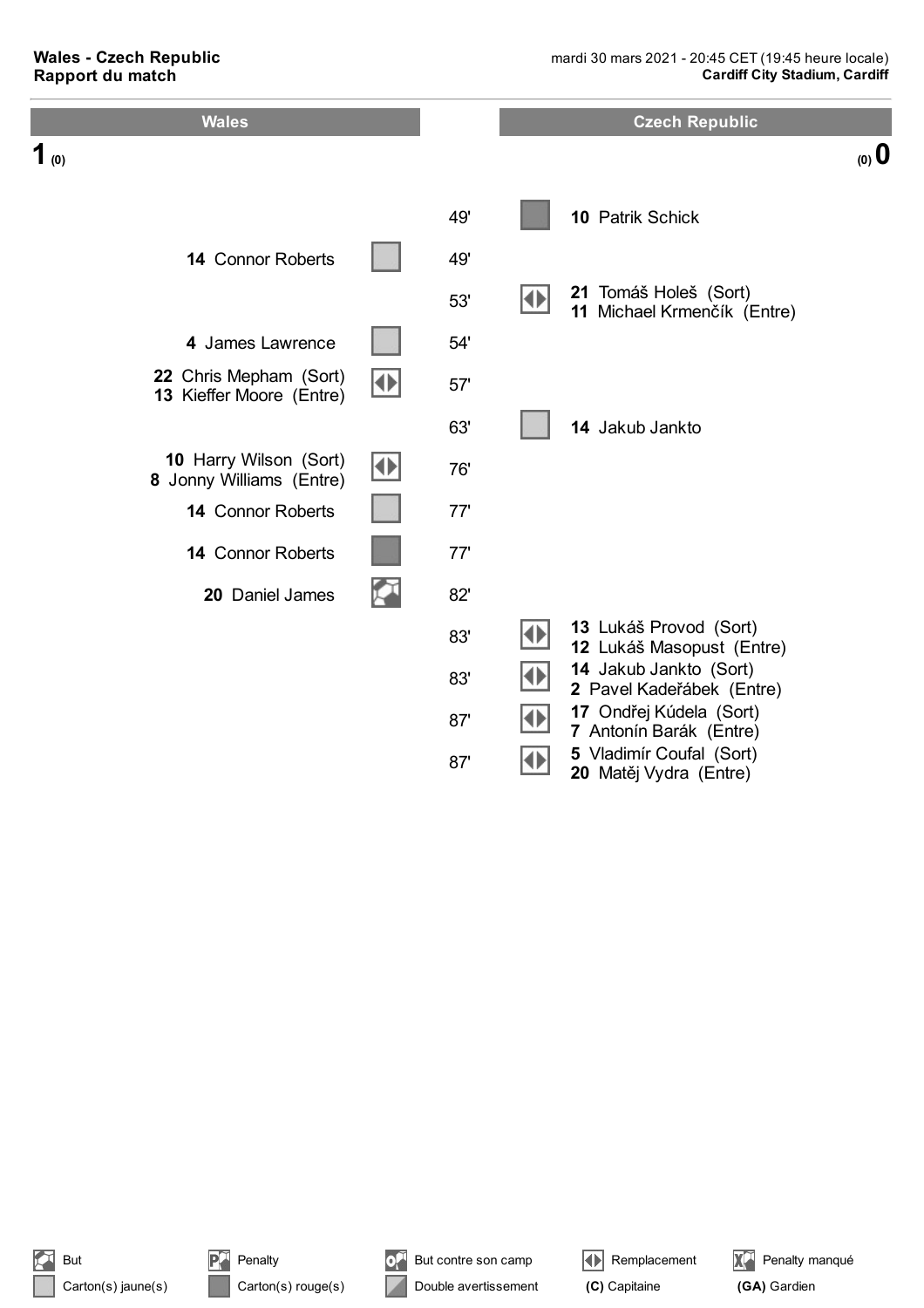**Wales - Czech Republic**
**Rapport du match**

mardi 30 mars 2021 - 20:45 CET (19:45 heure locale)
**Cardiff City Stadium, Cardiff**

| Wales | | Min | | Czech Republic |
|---|---|---|---|---|
| **1** (0) | | | | (0) **0** |
| | | 49' | Carton rouge | **10** Patrik Schick |
| **14** Connor Roberts | Carton jaune | 49' | | |
| | | 53' | Remplacement | **21** Tomáš Holeš (Sort) / **11** Michael Krmenčík (Entre) |
| **4** James Lawrence | Carton jaune | 54' | | |
| **22** Chris Mepham (Sort) / **13** Kieffer Moore (Entre) | Remplacement | 57' | | |
| | | 63' | Carton jaune | **14** Jakub Jankto |
| **10** Harry Wilson (Sort) / **8** Jonny Williams (Entre) | Remplacement | 76' | | |
| **14** Connor Roberts | Carton jaune | 77' | | |
| **14** Connor Roberts | Carton rouge | 77' | | |
| **20** Daniel James | But | 82' | | |
| | | 83' | Remplacement | **13** Lukáš Provod (Sort) / **12** Lukáš Masopust (Entre) |
| | | 83' | Remplacement | **14** Jakub Jankto (Sort) / **2** Pavel Kadeřábek (Entre) |
| | | 87' | Remplacement | **17** Ondřej Kúdela (Sort) / **7** Antonín Barák (Entre) |
| | | 87' | Remplacement | **5** Vladimír Coufal (Sort) / **20** Matěj Vydra (Entre) |

But | Penalty | But contre son camp | Remplacement | Penalty manqué
Carton(s) jaune(s) | Carton(s) rouge(s) | Double avertissement | **(C)** Capitaine | **(GA)** Gardien